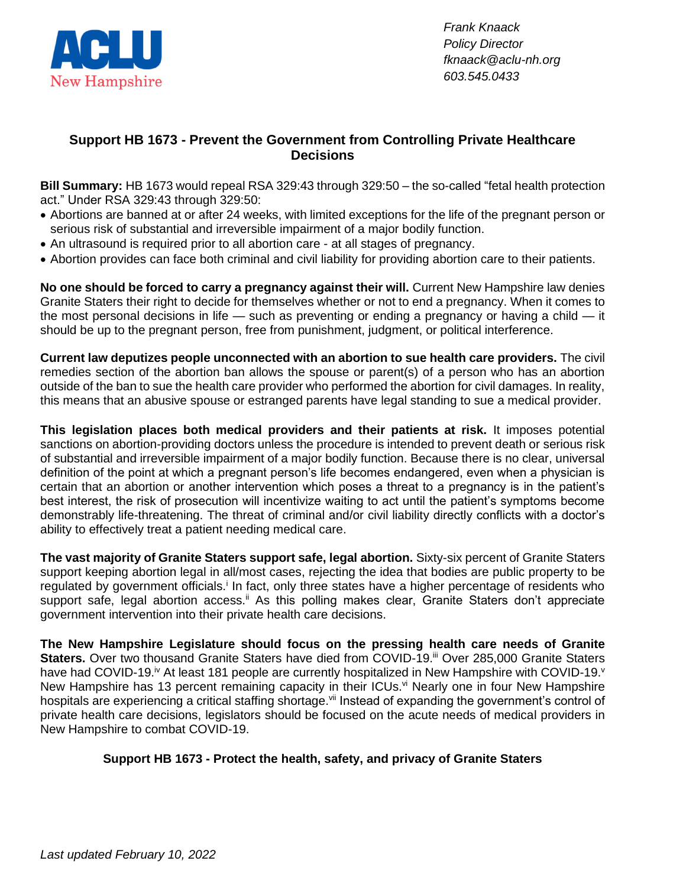ACLU New Hampshire

*Frank Knaack*
*Policy Director*
*fknaack@aclu-nh.org*
*603.545.0433*

## Support HB 1673 - Prevent the Government from Controlling Private Healthcare Decisions

**Bill Summary:** HB 1673 would repeal RSA 329:43 through 329:50 – the so-called "fetal health protection act." Under RSA 329:43 through 329:50:

- Abortions are banned at or after 24 weeks, with limited exceptions for the life of the pregnant person or serious risk of substantial and irreversible impairment of a major bodily function.
- An ultrasound is required prior to all abortion care - at all stages of pregnancy.
- Abortion provides can face both criminal and civil liability for providing abortion care to their patients.

**No one should be forced to carry a pregnancy against their will.** Current New Hampshire law denies Granite Staters their right to decide for themselves whether or not to end a pregnancy. When it comes to the most personal decisions in life — such as preventing or ending a pregnancy or having a child — it should be up to the pregnant person, free from punishment, judgment, or political interference.

**Current law deputizes people unconnected with an abortion to sue health care providers.** The civil remedies section of the abortion ban allows the spouse or parent(s) of a person who has an abortion outside of the ban to sue the health care provider who performed the abortion for civil damages. In reality, this means that an abusive spouse or estranged parents have legal standing to sue a medical provider.

**This legislation places both medical providers and their patients at risk.** It imposes potential sanctions on abortion-providing doctors unless the procedure is intended to prevent death or serious risk of substantial and irreversible impairment of a major bodily function. Because there is no clear, universal definition of the point at which a pregnant person's life becomes endangered, even when a physician is certain that an abortion or another intervention which poses a threat to a pregnancy is in the patient's best interest, the risk of prosecution will incentivize waiting to act until the patient's symptoms become demonstrably life-threatening. The threat of criminal and/or civil liability directly conflicts with a doctor's ability to effectively treat a patient needing medical care.

**The vast majority of Granite Staters support safe, legal abortion.** Sixty-six percent of Granite Staters support keeping abortion legal in all/most cases, rejecting the idea that bodies are public property to be regulated by government officials.[i] In fact, only three states have a higher percentage of residents who support safe, legal abortion access.[ii] As this polling makes clear, Granite Staters don't appreciate government intervention into their private health care decisions.

**The New Hampshire Legislature should focus on the pressing health care needs of Granite Staters.** Over two thousand Granite Staters have died from COVID-19.[iii] Over 285,000 Granite Staters have had COVID-19.[iv] At least 181 people are currently hospitalized in New Hampshire with COVID-19.[v] New Hampshire has 13 percent remaining capacity in their ICUs.[vi] Nearly one in four New Hampshire hospitals are experiencing a critical staffing shortage.[vii] Instead of expanding the government's control of private health care decisions, legislators should be focused on the acute needs of medical providers in New Hampshire to combat COVID-19.

**Support HB 1673 - Protect the health, safety, and privacy of Granite Staters**

*Last updated February 10, 2022*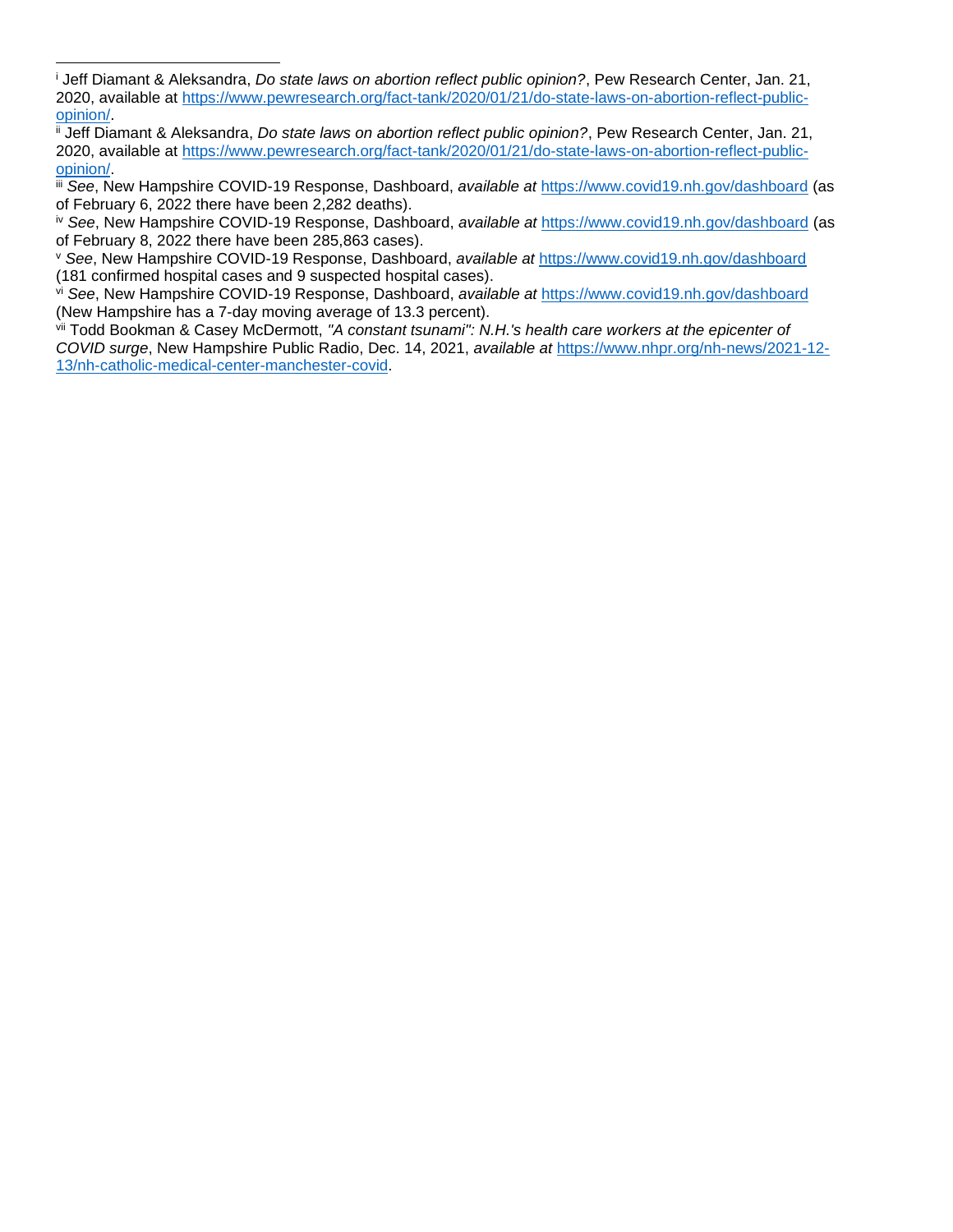[i] Jeff Diamant & Aleksandra, *Do state laws on abortion reflect public opinion?*, Pew Research Center, Jan. 21, 2020, available at https://www.pewresearch.org/fact-tank/2020/01/21/do-state-laws-on-abortion-reflect-public-opinion/.

[ii] Jeff Diamant & Aleksandra, *Do state laws on abortion reflect public opinion?*, Pew Research Center, Jan. 21, 2020, available at https://www.pewresearch.org/fact-tank/2020/01/21/do-state-laws-on-abortion-reflect-public-opinion/.

[iii] *See*, New Hampshire COVID-19 Response, Dashboard, *available at* https://www.covid19.nh.gov/dashboard (as of February 6, 2022 there have been 2,282 deaths).

[iv] *See*, New Hampshire COVID-19 Response, Dashboard, *available at* https://www.covid19.nh.gov/dashboard (as of February 8, 2022 there have been 285,863 cases).

[v] *See*, New Hampshire COVID-19 Response, Dashboard, *available at* https://www.covid19.nh.gov/dashboard (181 confirmed hospital cases and 9 suspected hospital cases).

[vi] *See*, New Hampshire COVID-19 Response, Dashboard, *available at* https://www.covid19.nh.gov/dashboard (New Hampshire has a 7-day moving average of 13.3 percent).

[vii] Todd Bookman & Casey McDermott, *"A constant tsunami": N.H.'s health care workers at the epicenter of COVID surge*, New Hampshire Public Radio, Dec. 14, 2021, *available at* https://www.nhpr.org/nh-news/2021-12-13/nh-catholic-medical-center-manchester-covid.